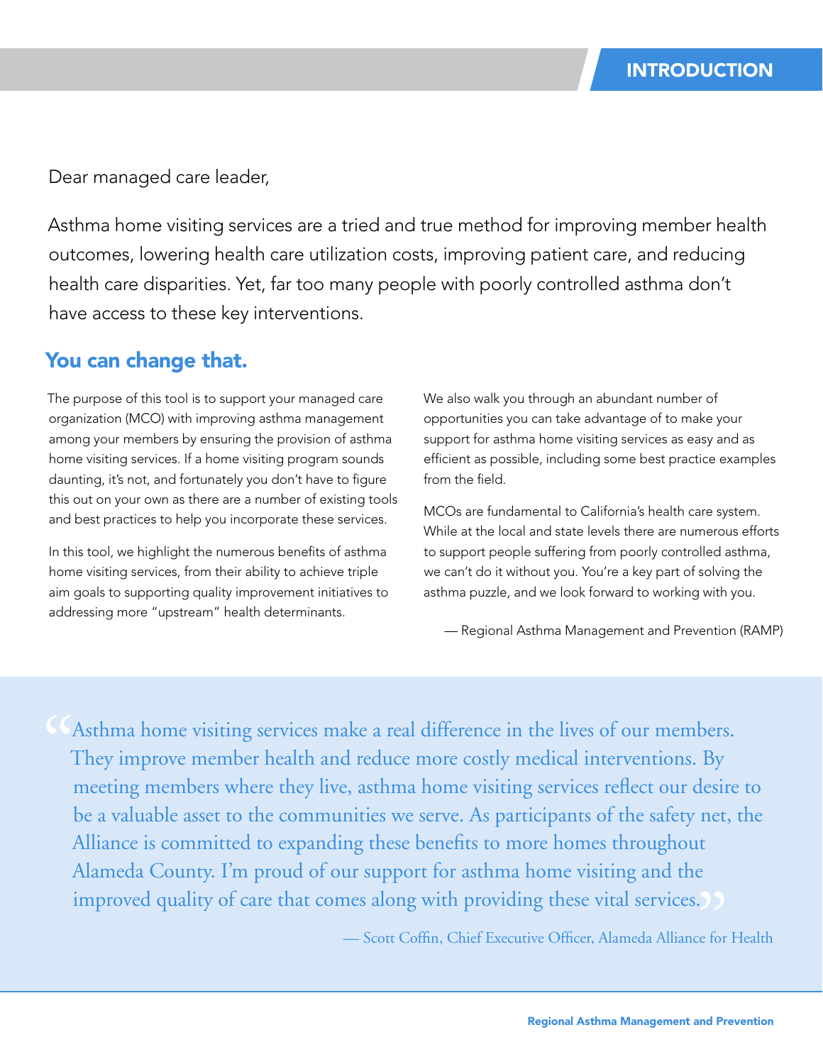# INTRODUCTION

Dear managed care leader,

Asthma home visiting services are a tried and true method for improving member health outcomes, lowering health care utilization costs, improving patient care, and reducing health care disparities. Yet, far too many people with poorly controlled asthma don't have access to these key interventions.

## You can change that.

The purpose of this tool is to support your managed care organization (MCO) with improving asthma management among your members by ensuring the provision of asthma home visiting services. If a home visiting program sounds daunting, it's not, and fortunately you don't have to figure this out on your own as there are a number of existing tools and best practices to help you incorporate these services.

In this tool, we highlight the numerous benefits of asthma home visiting services, from their ability to achieve triple aim goals to supporting quality improvement initiatives to addressing more "upstream" health determinants.

We also walk you through an abundant number of opportunities you can take advantage of to make your support for asthma home visiting services as easy and as efficient as possible, including some best practice examples from the field.

MCOs are fundamental to California's health care system. While at the local and state levels there are numerous efforts to support people suffering from poorly controlled asthma, we can't do it without you. You're a key part of solving the asthma puzzle, and we look forward to working with you.

— Regional Asthma Management and Prevention (RAMP)

> "Asthma home visiting services make a real difference in the lives of our members. They improve member health and reduce more costly medical interventions. By meeting members where they live, asthma home visiting services reflect our desire to be a valuable asset to the communities we serve. As participants of the safety net, the Alliance is committed to expanding these benefits to more homes throughout Alameda County. I'm proud of our support for asthma home visiting and the improved quality of care that comes along with providing these vital services."
>
> — Scott Coffin, Chief Executive Officer, Alameda Alliance for Health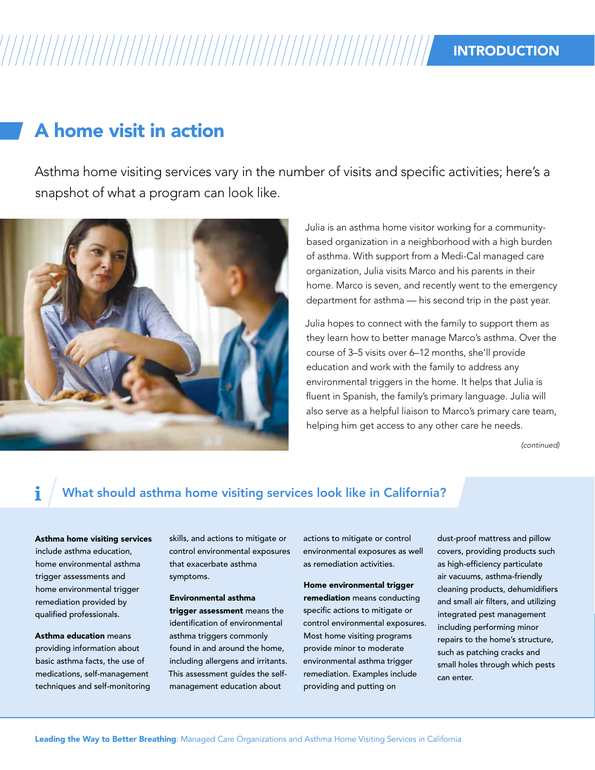## A home visit in action

Asthma home visiting services vary in the number of visits and specific activities; here's a snapshot of what a program can look like.

Julia is an asthma home visitor working for a community-based organization in a neighborhood with a high burden of asthma. With support from a Medi-Cal managed care organization, Julia visits Marco and his parents in their home. Marco is seven, and recently went to the emergency department for asthma — his second trip in the past year.

Julia hopes to connect with the family to support them as they learn how to better manage Marco's asthma. Over the course of 3–5 visits over 6–12 months, she'll provide education and work with the family to address any environmental triggers in the home. It helps that Julia is fluent in Spanish, the family's primary language. Julia will also serve as a helpful liaison to Marco's primary care team, helping him get access to any other care he needs.

*(continued)*

### What should asthma home visiting services look like in California?

**Asthma home visiting services** include asthma education, home environmental asthma trigger assessments and home environmental trigger remediation provided by qualified professionals.

**Asthma education** means providing information about basic asthma facts, the use of medications, self-management techniques and self-monitoring skills, and actions to mitigate or control environmental exposures that exacerbate asthma symptoms.

**Environmental asthma trigger assessment** means the identification of environmental asthma triggers commonly found in and around the home, including allergens and irritants. This assessment guides the self-management education about actions to mitigate or control environmental exposures as well as remediation activities.

**Home environmental trigger remediation** means conducting specific actions to mitigate or control environmental exposures. Most home visiting programs provide minor to moderate environmental asthma trigger remediation. Examples include providing and putting on dust-proof mattress and pillow covers, providing products such as high-efficiency particulate air vacuums, asthma-friendly cleaning products, dehumidifiers and small air filters, and utilizing integrated pest management including performing minor repairs to the home's structure, such as patching cracks and small holes through which pests can enter.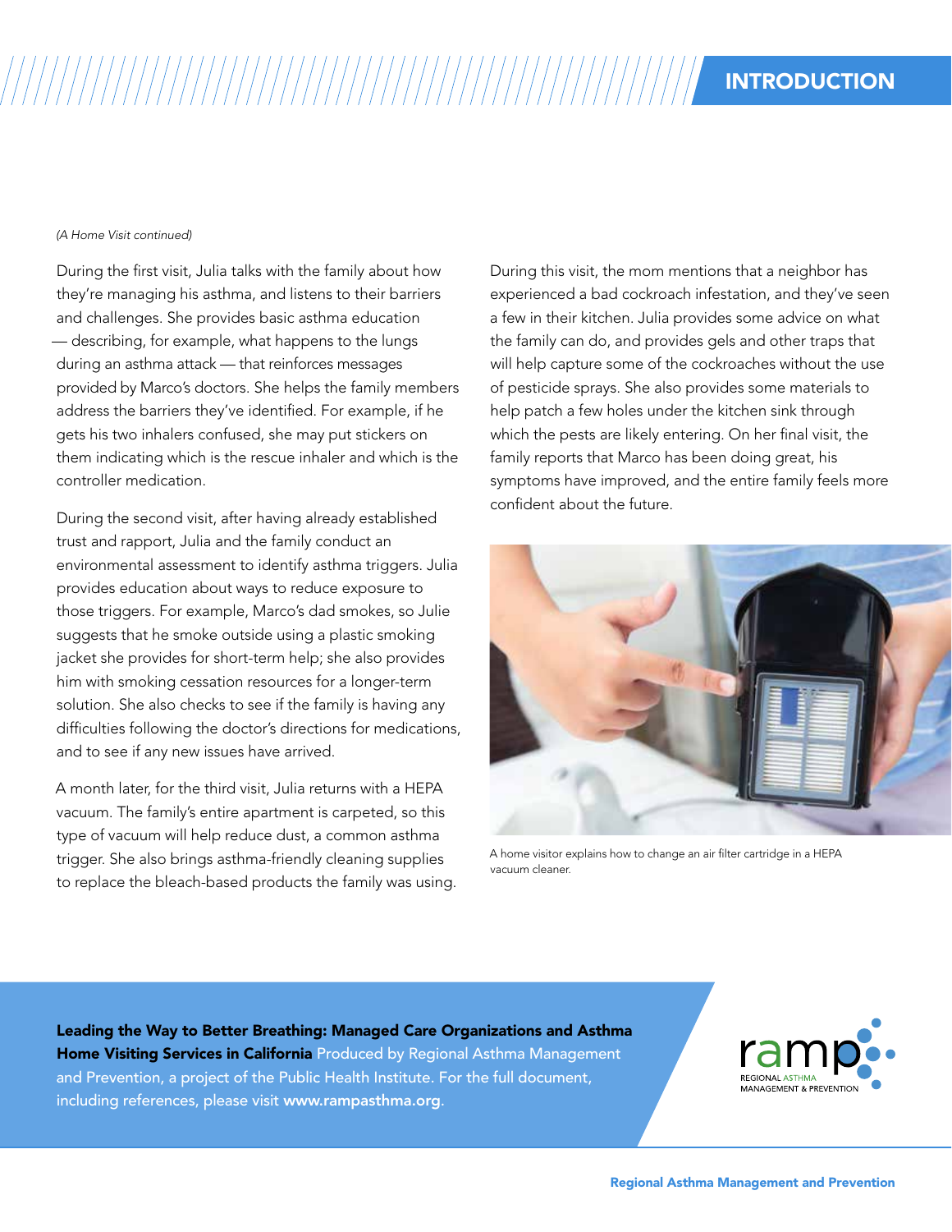*(A Home Visit continued)*

During the first visit, Julia talks with the family about how they're managing his asthma, and listens to their barriers and challenges. She provides basic asthma education — describing, for example, what happens to the lungs during an asthma attack — that reinforces messages provided by Marco's doctors. She helps the family members address the barriers they've identified. For example, if he gets his two inhalers confused, she may put stickers on them indicating which is the rescue inhaler and which is the controller medication.

During the second visit, after having already established trust and rapport, Julia and the family conduct an environmental assessment to identify asthma triggers. Julia provides education about ways to reduce exposure to those triggers. For example, Marco's dad smokes, so Julie suggests that he smoke outside using a plastic smoking jacket she provides for short-term help; she also provides him with smoking cessation resources for a longer-term solution. She also checks to see if the family is having any difficulties following the doctor's directions for medications, and to see if any new issues have arrived.

A month later, for the third visit, Julia returns with a HEPA vacuum. The family's entire apartment is carpeted, so this type of vacuum will help reduce dust, a common asthma trigger. She also brings asthma-friendly cleaning supplies to replace the bleach-based products the family was using.

During this visit, the mom mentions that a neighbor has experienced a bad cockroach infestation, and they've seen a few in their kitchen. Julia provides some advice on what the family can do, and provides gels and other traps that will help capture some of the cockroaches without the use of pesticide sprays. She also provides some materials to help patch a few holes under the kitchen sink through which the pests are likely entering. On her final visit, the family reports that Marco has been doing great, his symptoms have improved, and the entire family feels more confident about the future.

A home visitor explains how to change an air filter cartridge in a HEPA vacuum cleaner.

**Leading the Way to Better Breathing: Managed Care Organizations and Asthma Home Visiting Services in California** Produced by Regional Asthma Management and Prevention, a project of the Public Health Institute. For the full document, including references, please visit **www.rampasthma.org**.